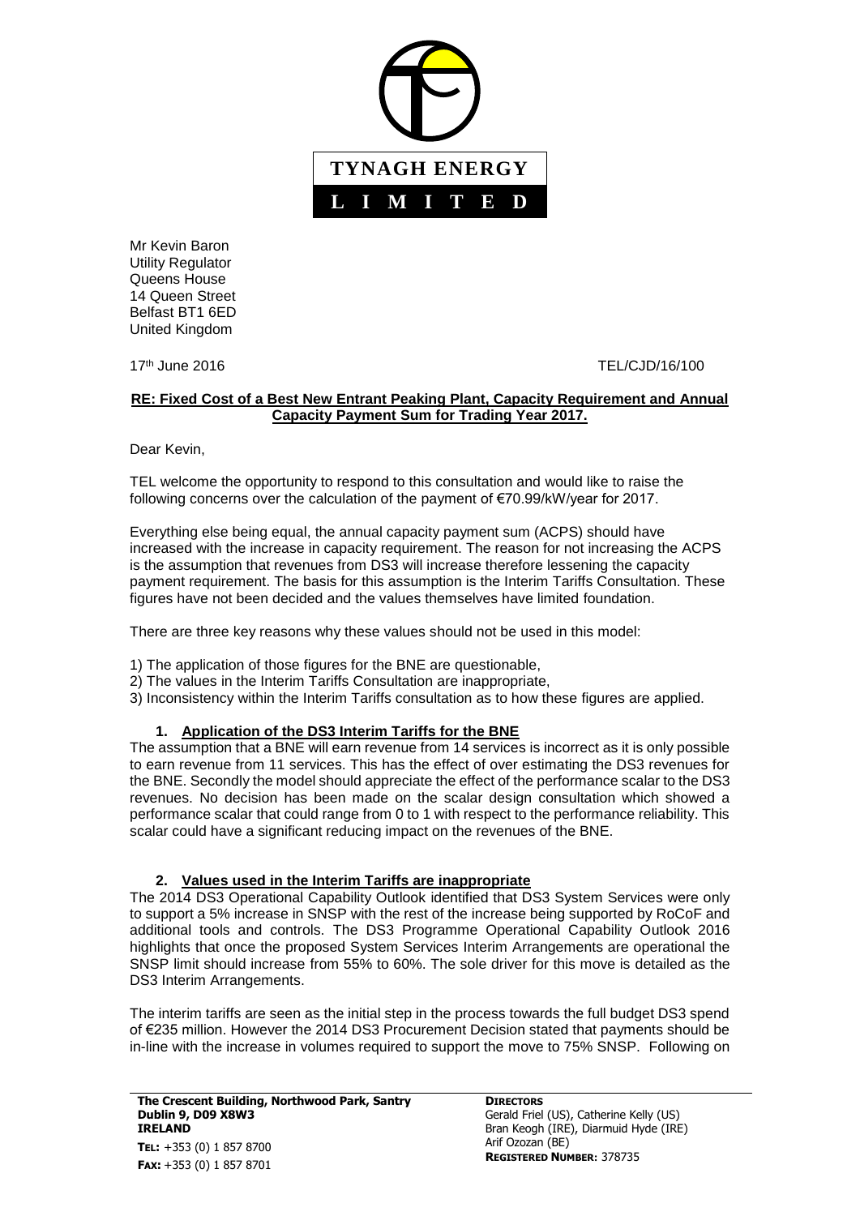**TYNAGH ENERGY**

**L I M I T E D**

Mr Kevin Baron
Utility Regulator
Queens House
14 Queen Street
Belfast BT1 6ED
United Kingdom

17th June 2016

TEL/CJD/16/100

**RE: Fixed Cost of a Best New Entrant Peaking Plant, Capacity Requirement and Annual Capacity Payment Sum for Trading Year 2017.**

Dear Kevin,

TEL welcome the opportunity to respond to this consultation and would like to raise the following concerns over the calculation of the payment of €70.99/kW/year for 2017.

Everything else being equal, the annual capacity payment sum (ACPS) should have increased with the increase in capacity requirement. The reason for not increasing the ACPS is the assumption that revenues from DS3 will increase therefore lessening the capacity payment requirement. The basis for this assumption is the Interim Tariffs Consultation. These figures have not been decided and the values themselves have limited foundation.

There are three key reasons why these values should not be used in this model:

1) The application of those figures for the BNE are questionable,
2) The values in the Interim Tariffs Consultation are inappropriate,
3) Inconsistency within the Interim Tariffs consultation as to how these figures are applied.

## 1. Application of the DS3 Interim Tariffs for the BNE

The assumption that a BNE will earn revenue from 14 services is incorrect as it is only possible to earn revenue from 11 services. This has the effect of over estimating the DS3 revenues for the BNE. Secondly the model should appreciate the effect of the performance scalar to the DS3 revenues. No decision has been made on the scalar design consultation which showed a performance scalar that could range from 0 to 1 with respect to the performance reliability. This scalar could have a significant reducing impact on the revenues of the BNE.

## 2. Values used in the Interim Tariffs are inappropriate

The 2014 DS3 Operational Capability Outlook identified that DS3 System Services were only to support a 5% increase in SNSP with the rest of the increase being supported by RoCoF and additional tools and controls. The DS3 Programme Operational Capability Outlook 2016 highlights that once the proposed System Services Interim Arrangements are operational the SNSP limit should increase from 55% to 60%. The sole driver for this move is detailed as the DS3 Interim Arrangements.

The interim tariffs are seen as the initial step in the process towards the full budget DS3 spend of €235 million. However the 2014 DS3 Procurement Decision stated that payments should be in-line with the increase in volumes required to support the move to 75% SNSP. Following on

**The Crescent Building, Northwood Park, Santry**
**Dublin 9, D09 X8W3**
**IRELAND**
**TEL:** +353 (0) 1 857 8700
**FAX:** +353 (0) 1 857 8701

**DIRECTORS**
Gerald Friel (US), Catherine Kelly (US)
Bran Keogh (IRE), Diarmuid Hyde (IRE)
Arif Ozozan (BE)
**REGISTERED NUMBER:** 378735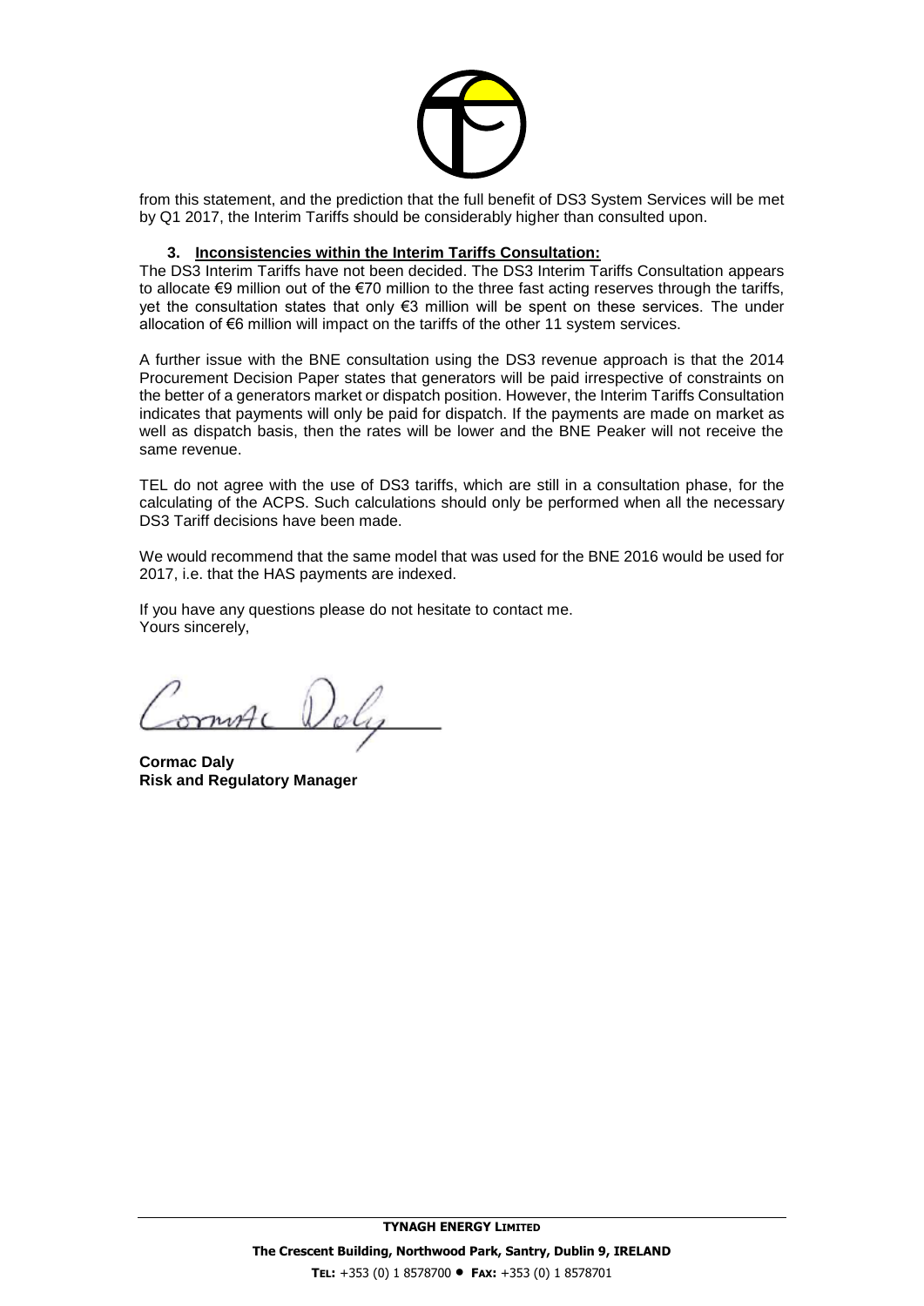from this statement, and the prediction that the full benefit of DS3 System Services will be met by Q1 2017, the Interim Tariffs should be considerably higher than consulted upon.

### 3. Inconsistencies within the Interim Tariffs Consultation:

The DS3 Interim Tariffs have not been decided. The DS3 Interim Tariffs Consultation appears to allocate €9 million out of the €70 million to the three fast acting reserves through the tariffs, yet the consultation states that only €3 million will be spent on these services. The under allocation of €6 million will impact on the tariffs of the other 11 system services.

A further issue with the BNE consultation using the DS3 revenue approach is that the 2014 Procurement Decision Paper states that generators will be paid irrespective of constraints on the better of a generators market or dispatch position. However, the Interim Tariffs Consultation indicates that payments will only be paid for dispatch. If the payments are made on market as well as dispatch basis, then the rates will be lower and the BNE Peaker will not receive the same revenue.

TEL do not agree with the use of DS3 tariffs, which are still in a consultation phase, for the calculating of the ACPS. Such calculations should only be performed when all the necessary DS3 Tariff decisions have been made.

We would recommend that the same model that was used for the BNE 2016 would be used for 2017, i.e. that the HAS payments are indexed.

If you have any questions please do not hesitate to contact me.
Yours sincerely,

**Cormac Daly**
**Risk and Regulatory Manager**

**TYNAGH ENERGY LIMITED**
**The Crescent Building, Northwood Park, Santry, Dublin 9, IRELAND**
**TEL:** +353 (0) 1 8578700 • **FAX:** +353 (0) 1 8578701